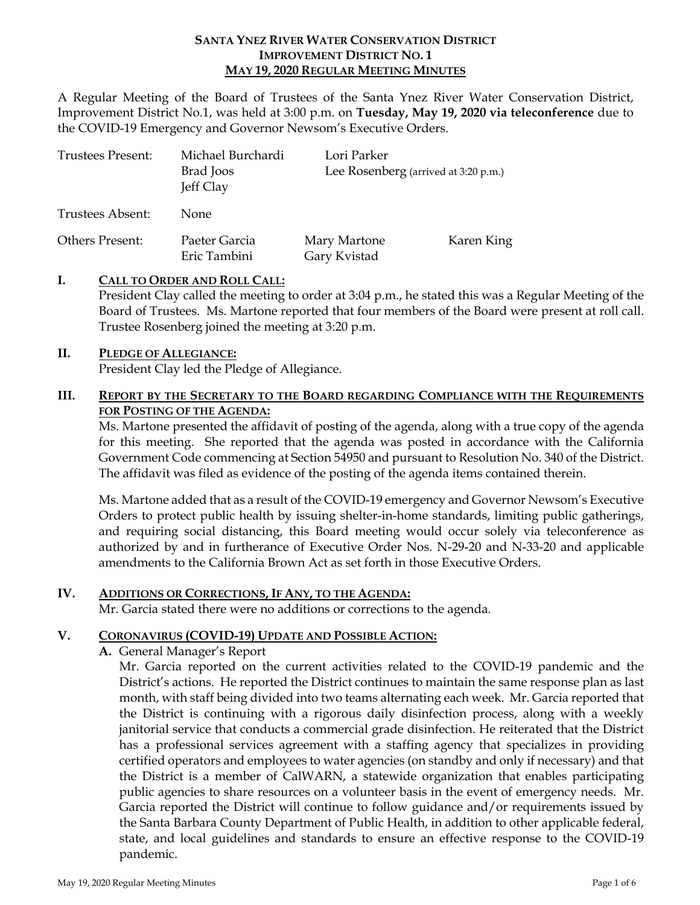# SANTA YNEZ RIVER WATER CONSERVATION DISTRICT
## IMPROVEMENT DISTRICT NO. 1
## MAY 19, 2020 REGULAR MEETING MINUTES

A Regular Meeting of the Board of Trustees of the Santa Ynez River Water Conservation District, Improvement District No.1, was held at 3:00 p.m. on **Tuesday, May 19, 2020 via teleconference** due to the COVID-19 Emergency and Governor Newsom's Executive Orders.

| | | | |
|---|---|---|---|
| Trustees Present: | Michael Burchardi<br>Brad Joos<br>Jeff Clay | Lori Parker<br>Lee Rosenberg (arrived at 3:20 p.m.) | |
| Trustees Absent: | None | | |
| Others Present: | Paeter Garcia<br>Eric Tambini | Mary Martone<br>Gary Kvistad | Karen King |

**I. CALL TO ORDER AND ROLL CALL:**

President Clay called the meeting to order at 3:04 p.m., he stated this was a Regular Meeting of the Board of Trustees. Ms. Martone reported that four members of the Board were present at roll call. Trustee Rosenberg joined the meeting at 3:20 p.m.

**II. PLEDGE OF ALLEGIANCE:**

President Clay led the Pledge of Allegiance.

**III. REPORT BY THE SECRETARY TO THE BOARD REGARDING COMPLIANCE WITH THE REQUIREMENTS FOR POSTING OF THE AGENDA:**

Ms. Martone presented the affidavit of posting of the agenda, along with a true copy of the agenda for this meeting. She reported that the agenda was posted in accordance with the California Government Code commencing at Section 54950 and pursuant to Resolution No. 340 of the District. The affidavit was filed as evidence of the posting of the agenda items contained therein.

Ms. Martone added that as a result of the COVID-19 emergency and Governor Newsom's Executive Orders to protect public health by issuing shelter-in-home standards, limiting public gatherings, and requiring social distancing, this Board meeting would occur solely via teleconference as authorized by and in furtherance of Executive Order Nos. N-29-20 and N-33-20 and applicable amendments to the California Brown Act as set forth in those Executive Orders.

**IV. ADDITIONS OR CORRECTIONS, IF ANY, TO THE AGENDA:**

Mr. Garcia stated there were no additions or corrections to the agenda.

**V. CORONAVIRUS (COVID-19) UPDATE AND POSSIBLE ACTION:**

**A.** General Manager's Report

Mr. Garcia reported on the current activities related to the COVID-19 pandemic and the District's actions. He reported the District continues to maintain the same response plan as last month, with staff being divided into two teams alternating each week. Mr. Garcia reported that the District is continuing with a rigorous daily disinfection process, along with a weekly janitorial service that conducts a commercial grade disinfection. He reiterated that the District has a professional services agreement with a staffing agency that specializes in providing certified operators and employees to water agencies (on standby and only if necessary) and that the District is a member of CalWARN, a statewide organization that enables participating public agencies to share resources on a volunteer basis in the event of emergency needs. Mr. Garcia reported the District will continue to follow guidance and/or requirements issued by the Santa Barbara County Department of Public Health, in addition to other applicable federal, state, and local guidelines and standards to ensure an effective response to the COVID-19 pandemic.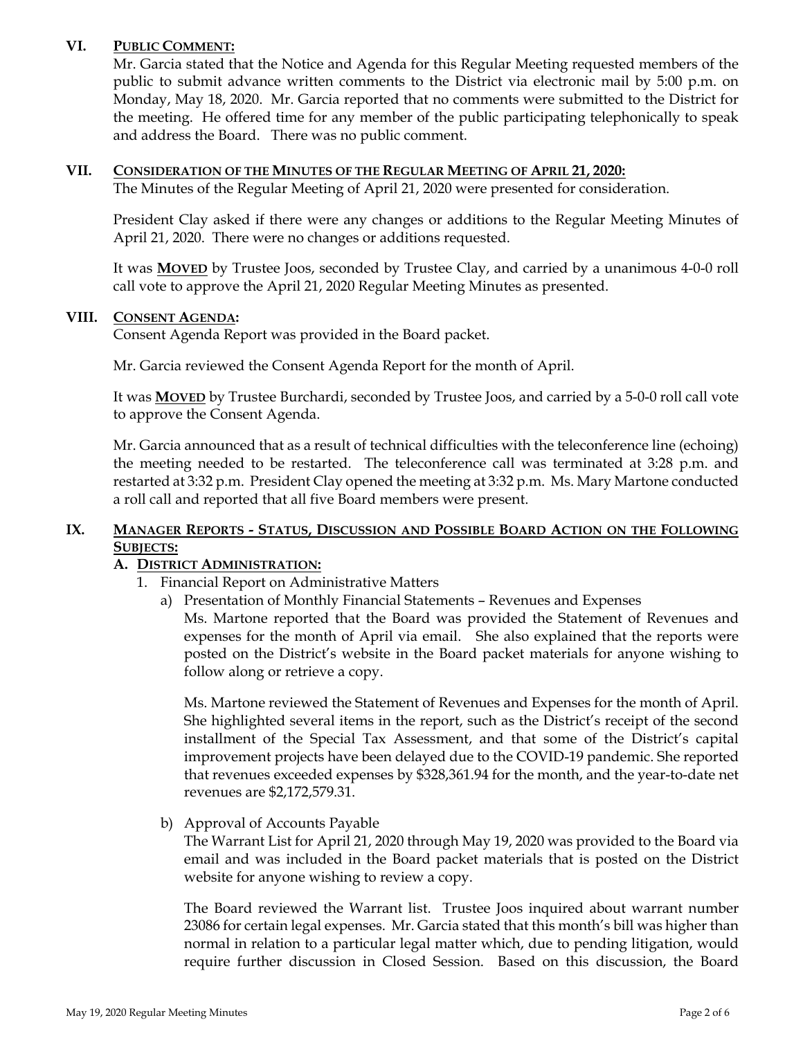## VI. PUBLIC COMMENT:

Mr. Garcia stated that the Notice and Agenda for this Regular Meeting requested members of the public to submit advance written comments to the District via electronic mail by 5:00 p.m. on Monday, May 18, 2020. Mr. Garcia reported that no comments were submitted to the District for the meeting. He offered time for any member of the public participating telephonically to speak and address the Board. There was no public comment.

## VII. CONSIDERATION OF THE MINUTES OF THE REGULAR MEETING OF APRIL 21, 2020:

The Minutes of the Regular Meeting of April 21, 2020 were presented for consideration.

President Clay asked if there were any changes or additions to the Regular Meeting Minutes of April 21, 2020. There were no changes or additions requested.

It was **MOVED** by Trustee Joos, seconded by Trustee Clay, and carried by a unanimous 4-0-0 roll call vote to approve the April 21, 2020 Regular Meeting Minutes as presented.

## VIII. CONSENT AGENDA:

Consent Agenda Report was provided in the Board packet.

Mr. Garcia reviewed the Consent Agenda Report for the month of April.

It was **MOVED** by Trustee Burchardi, seconded by Trustee Joos, and carried by a 5-0-0 roll call vote to approve the Consent Agenda.

Mr. Garcia announced that as a result of technical difficulties with the teleconference line (echoing) the meeting needed to be restarted. The teleconference call was terminated at 3:28 p.m. and restarted at 3:32 p.m. President Clay opened the meeting at 3:32 p.m. Ms. Mary Martone conducted a roll call and reported that all five Board members were present.

## IX. MANAGER REPORTS - STATUS, DISCUSSION AND POSSIBLE BOARD ACTION ON THE FOLLOWING SUBJECTS:

### A. DISTRICT ADMINISTRATION:

1. Financial Report on Administrative Matters
   a) Presentation of Monthly Financial Statements – Revenues and Expenses

      Ms. Martone reported that the Board was provided the Statement of Revenues and expenses for the month of April via email. She also explained that the reports were posted on the District's website in the Board packet materials for anyone wishing to follow along or retrieve a copy.

      Ms. Martone reviewed the Statement of Revenues and Expenses for the month of April. She highlighted several items in the report, such as the District's receipt of the second installment of the Special Tax Assessment, and that some of the District's capital improvement projects have been delayed due to the COVID-19 pandemic. She reported that revenues exceeded expenses by $328,361.94 for the month, and the year-to-date net revenues are $2,172,579.31.

   b) Approval of Accounts Payable

      The Warrant List for April 21, 2020 through May 19, 2020 was provided to the Board via email and was included in the Board packet materials that is posted on the District website for anyone wishing to review a copy.

      The Board reviewed the Warrant list. Trustee Joos inquired about warrant number 23086 for certain legal expenses. Mr. Garcia stated that this month's bill was higher than normal in relation to a particular legal matter which, due to pending litigation, would require further discussion in Closed Session. Based on this discussion, the Board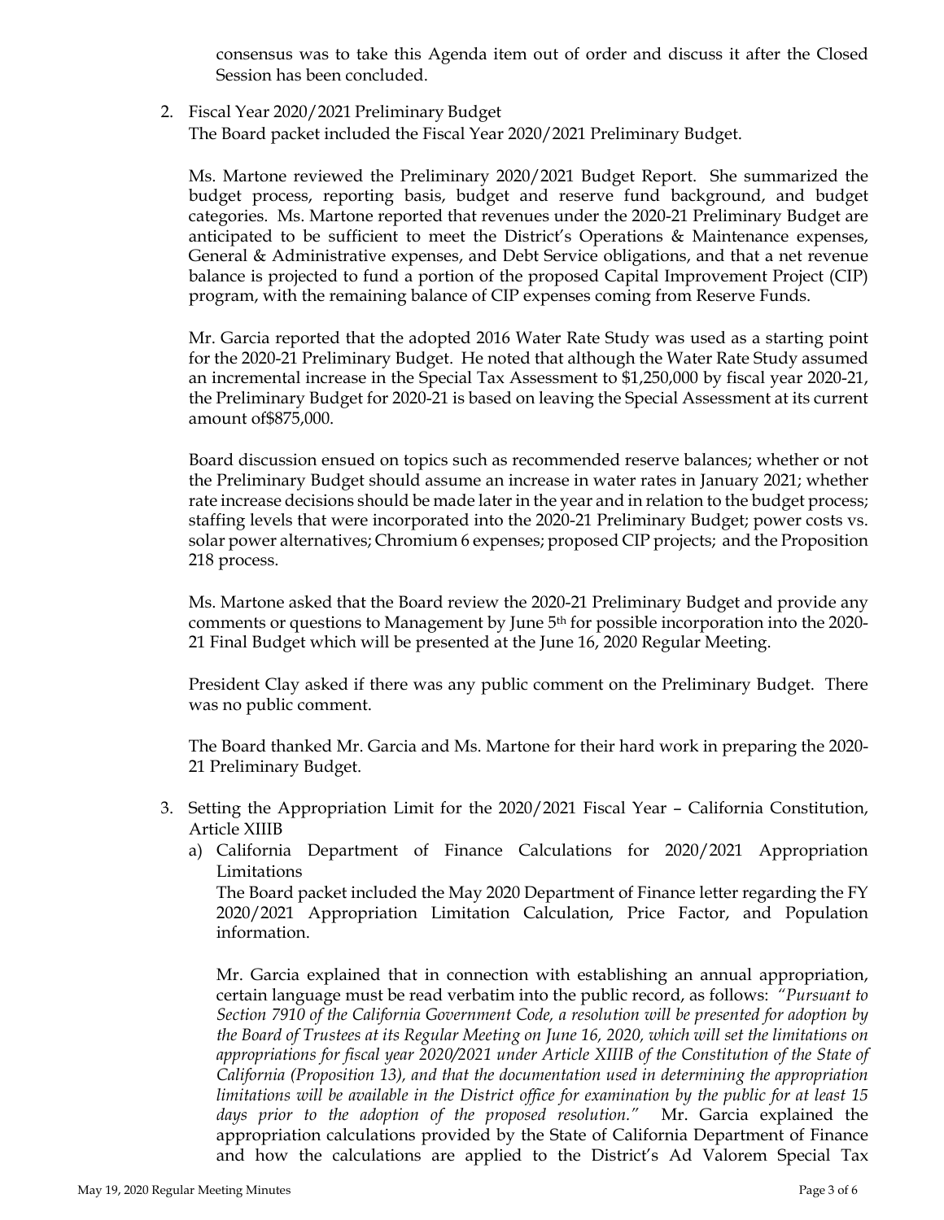consensus was to take this Agenda item out of order and discuss it after the Closed Session has been concluded.

2. Fiscal Year 2020/2021 Preliminary Budget
   The Board packet included the Fiscal Year 2020/2021 Preliminary Budget.

   Ms. Martone reviewed the Preliminary 2020/2021 Budget Report. She summarized the budget process, reporting basis, budget and reserve fund background, and budget categories. Ms. Martone reported that revenues under the 2020-21 Preliminary Budget are anticipated to be sufficient to meet the District's Operations & Maintenance expenses, General & Administrative expenses, and Debt Service obligations, and that a net revenue balance is projected to fund a portion of the proposed Capital Improvement Project (CIP) program, with the remaining balance of CIP expenses coming from Reserve Funds.

   Mr. Garcia reported that the adopted 2016 Water Rate Study was used as a starting point for the 2020-21 Preliminary Budget. He noted that although the Water Rate Study assumed an incremental increase in the Special Tax Assessment to $1,250,000 by fiscal year 2020-21, the Preliminary Budget for 2020-21 is based on leaving the Special Assessment at its current amount of$875,000.

   Board discussion ensued on topics such as recommended reserve balances; whether or not the Preliminary Budget should assume an increase in water rates in January 2021; whether rate increase decisions should be made later in the year and in relation to the budget process; staffing levels that were incorporated into the 2020-21 Preliminary Budget; power costs vs. solar power alternatives; Chromium 6 expenses; proposed CIP projects; and the Proposition 218 process.

   Ms. Martone asked that the Board review the 2020-21 Preliminary Budget and provide any comments or questions to Management by June 5th for possible incorporation into the 2020-21 Final Budget which will be presented at the June 16, 2020 Regular Meeting.

   President Clay asked if there was any public comment on the Preliminary Budget. There was no public comment.

   The Board thanked Mr. Garcia and Ms. Martone for their hard work in preparing the 2020-21 Preliminary Budget.

3. Setting the Appropriation Limit for the 2020/2021 Fiscal Year – California Constitution, Article XIIIB
   a) California Department of Finance Calculations for 2020/2021 Appropriation Limitations
      The Board packet included the May 2020 Department of Finance letter regarding the FY 2020/2021 Appropriation Limitation Calculation, Price Factor, and Population information.

      Mr. Garcia explained that in connection with establishing an annual appropriation, certain language must be read verbatim into the public record, as follows: *"Pursuant to Section 7910 of the California Government Code, a resolution will be presented for adoption by the Board of Trustees at its Regular Meeting on June 16, 2020, which will set the limitations on appropriations for fiscal year 2020/2021 under Article XIIIB of the Constitution of the State of California (Proposition 13), and that the documentation used in determining the appropriation limitations will be available in the District office for examination by the public for at least 15 days prior to the adoption of the proposed resolution."* Mr. Garcia explained the appropriation calculations provided by the State of California Department of Finance and how the calculations are applied to the District's Ad Valorem Special Tax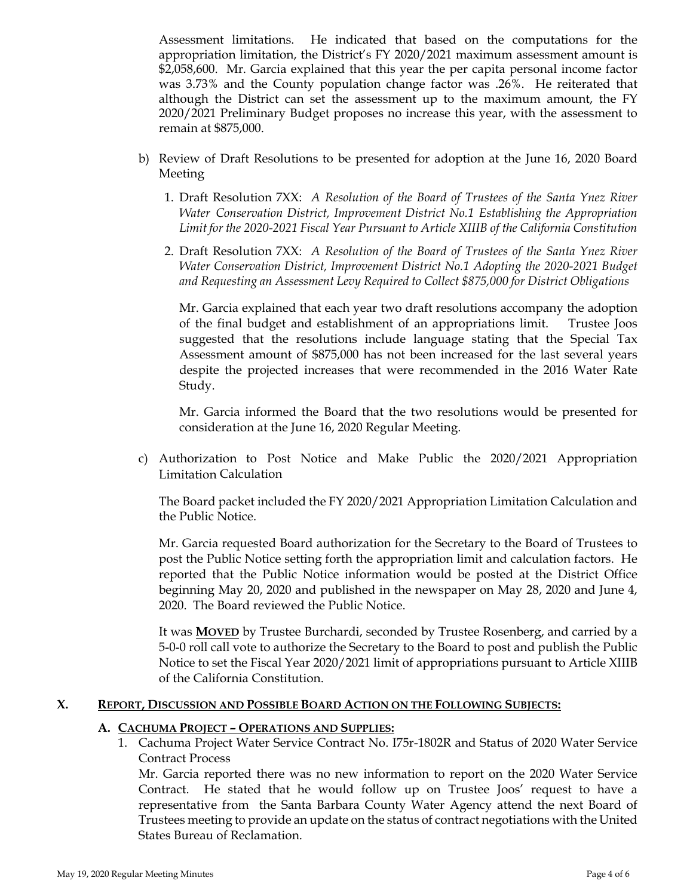Assessment limitations. He indicated that based on the computations for the appropriation limitation, the District's FY 2020/2021 maximum assessment amount is \$2,058,600. Mr. Garcia explained that this year the per capita personal income factor was 3.73% and the County population change factor was .26%. He reiterated that although the District can set the assessment up to the maximum amount, the FY 2020/2021 Preliminary Budget proposes no increase this year, with the assessment to remain at \$875,000.

b) Review of Draft Resolutions to be presented for adoption at the June 16, 2020 Board Meeting

1. Draft Resolution 7XX: *A Resolution of the Board of Trustees of the Santa Ynez River Water Conservation District, Improvement District No.1 Establishing the Appropriation Limit for the 2020-2021 Fiscal Year Pursuant to Article XIIIB of the California Constitution*

2. Draft Resolution 7XX: *A Resolution of the Board of Trustees of the Santa Ynez River Water Conservation District, Improvement District No.1 Adopting the 2020-2021 Budget and Requesting an Assessment Levy Required to Collect \$875,000 for District Obligations*

Mr. Garcia explained that each year two draft resolutions accompany the adoption of the final budget and establishment of an appropriations limit. Trustee Joos suggested that the resolutions include language stating that the Special Tax Assessment amount of \$875,000 has not been increased for the last several years despite the projected increases that were recommended in the 2016 Water Rate Study.

Mr. Garcia informed the Board that the two resolutions would be presented for consideration at the June 16, 2020 Regular Meeting.

c) Authorization to Post Notice and Make Public the 2020/2021 Appropriation Limitation Calculation

The Board packet included the FY 2020/2021 Appropriation Limitation Calculation and the Public Notice.

Mr. Garcia requested Board authorization for the Secretary to the Board of Trustees to post the Public Notice setting forth the appropriation limit and calculation factors. He reported that the Public Notice information would be posted at the District Office beginning May 20, 2020 and published in the newspaper on May 28, 2020 and June 4, 2020. The Board reviewed the Public Notice.

It was **MOVED** by Trustee Burchardi, seconded by Trustee Rosenberg, and carried by a 5-0-0 roll call vote to authorize the Secretary to the Board to post and publish the Public Notice to set the Fiscal Year 2020/2021 limit of appropriations pursuant to Article XIIIB of the California Constitution.

## X. REPORT, DISCUSSION AND POSSIBLE BOARD ACTION ON THE FOLLOWING SUBJECTS:

### A. CACHUMA PROJECT – OPERATIONS AND SUPPLIES:

1. Cachuma Project Water Service Contract No. I75r-1802R and Status of 2020 Water Service Contract Process

Mr. Garcia reported there was no new information to report on the 2020 Water Service Contract. He stated that he would follow up on Trustee Joos' request to have a representative from the Santa Barbara County Water Agency attend the next Board of Trustees meeting to provide an update on the status of contract negotiations with the United States Bureau of Reclamation.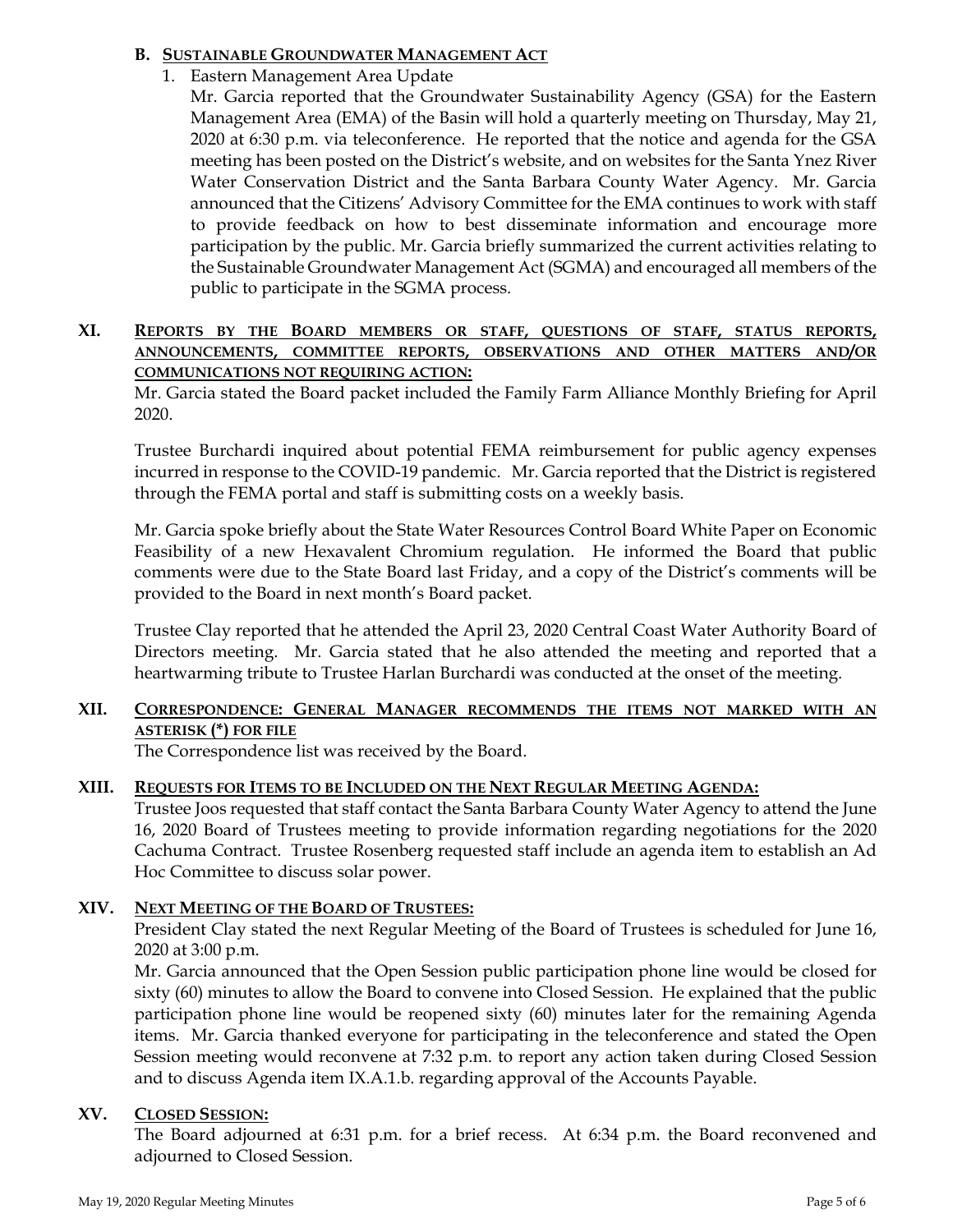### B. Sustainable Groundwater Management Act

1. Eastern Management Area Update

   Mr. Garcia reported that the Groundwater Sustainability Agency (GSA) for the Eastern Management Area (EMA) of the Basin will hold a quarterly meeting on Thursday, May 21, 2020 at 6:30 p.m. via teleconference. He reported that the notice and agenda for the GSA meeting has been posted on the District's website, and on websites for the Santa Ynez River Water Conservation District and the Santa Barbara County Water Agency. Mr. Garcia announced that the Citizens' Advisory Committee for the EMA continues to work with staff to provide feedback on how to best disseminate information and encourage more participation by the public. Mr. Garcia briefly summarized the current activities relating to the Sustainable Groundwater Management Act (SGMA) and encouraged all members of the public to participate in the SGMA process.

## XI. Reports by the Board members or staff, questions of staff, status reports, announcements, committee reports, observations and other matters and/or communications not requiring action:

Mr. Garcia stated the Board packet included the Family Farm Alliance Monthly Briefing for April 2020.

Trustee Burchardi inquired about potential FEMA reimbursement for public agency expenses incurred in response to the COVID-19 pandemic. Mr. Garcia reported that the District is registered through the FEMA portal and staff is submitting costs on a weekly basis.

Mr. Garcia spoke briefly about the State Water Resources Control Board White Paper on Economic Feasibility of a new Hexavalent Chromium regulation. He informed the Board that public comments were due to the State Board last Friday, and a copy of the District's comments will be provided to the Board in next month's Board packet.

Trustee Clay reported that he attended the April 23, 2020 Central Coast Water Authority Board of Directors meeting. Mr. Garcia stated that he also attended the meeting and reported that a heartwarming tribute to Trustee Harlan Burchardi was conducted at the onset of the meeting.

## XII. Correspondence: General Manager recommends the items not marked with an asterisk (*) for file

The Correspondence list was received by the Board.

## XIII. Requests for Items to be Included on the Next Regular Meeting Agenda:

Trustee Joos requested that staff contact the Santa Barbara County Water Agency to attend the June 16, 2020 Board of Trustees meeting to provide information regarding negotiations for the 2020 Cachuma Contract. Trustee Rosenberg requested staff include an agenda item to establish an Ad Hoc Committee to discuss solar power.

## XIV. Next Meeting of the Board of Trustees:

President Clay stated the next Regular Meeting of the Board of Trustees is scheduled for June 16, 2020 at 3:00 p.m.

Mr. Garcia announced that the Open Session public participation phone line would be closed for sixty (60) minutes to allow the Board to convene into Closed Session. He explained that the public participation phone line would be reopened sixty (60) minutes later for the remaining Agenda items. Mr. Garcia thanked everyone for participating in the teleconference and stated the Open Session meeting would reconvene at 7:32 p.m. to report any action taken during Closed Session and to discuss Agenda item IX.A.1.b. regarding approval of the Accounts Payable.

## XV. Closed Session:

The Board adjourned at 6:31 p.m. for a brief recess. At 6:34 p.m. the Board reconvened and adjourned to Closed Session.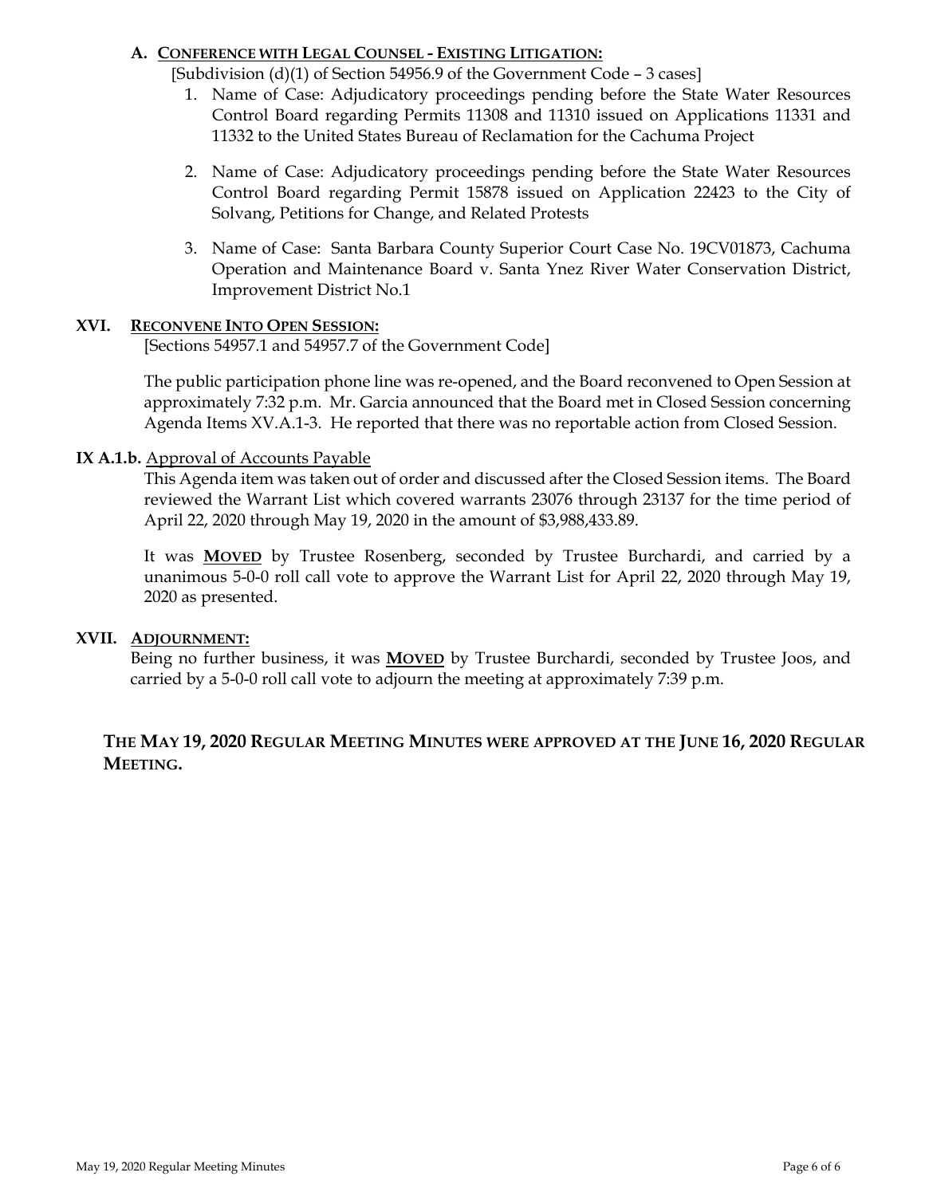**A. CONFERENCE WITH LEGAL COUNSEL - EXISTING LITIGATION:**

[Subdivision (d)(1) of Section 54956.9 of the Government Code – 3 cases]

1. Name of Case: Adjudicatory proceedings pending before the State Water Resources Control Board regarding Permits 11308 and 11310 issued on Applications 11331 and 11332 to the United States Bureau of Reclamation for the Cachuma Project

2. Name of Case: Adjudicatory proceedings pending before the State Water Resources Control Board regarding Permit 15878 issued on Application 22423 to the City of Solvang, Petitions for Change, and Related Protests

3. Name of Case: Santa Barbara County Superior Court Case No. 19CV01873, Cachuma Operation and Maintenance Board v. Santa Ynez River Water Conservation District, Improvement District No.1

**XVI. RECONVENE INTO OPEN SESSION:**

[Sections 54957.1 and 54957.7 of the Government Code]

The public participation phone line was re-opened, and the Board reconvened to Open Session at approximately 7:32 p.m. Mr. Garcia announced that the Board met in Closed Session concerning Agenda Items XV.A.1-3. He reported that there was no reportable action from Closed Session.

**IX A.1.b.** Approval of Accounts Payable

This Agenda item was taken out of order and discussed after the Closed Session items. The Board reviewed the Warrant List which covered warrants 23076 through 23137 for the time period of April 22, 2020 through May 19, 2020 in the amount of $3,988,433.89.

It was **MOVED** by Trustee Rosenberg, seconded by Trustee Burchardi, and carried by a unanimous 5-0-0 roll call vote to approve the Warrant List for April 22, 2020 through May 19, 2020 as presented.

**XVII. ADJOURNMENT:**

Being no further business, it was **MOVED** by Trustee Burchardi, seconded by Trustee Joos, and carried by a 5-0-0 roll call vote to adjourn the meeting at approximately 7:39 p.m.

**THE MAY 19, 2020 REGULAR MEETING MINUTES WERE APPROVED AT THE JUNE 16, 2020 REGULAR MEETING.**